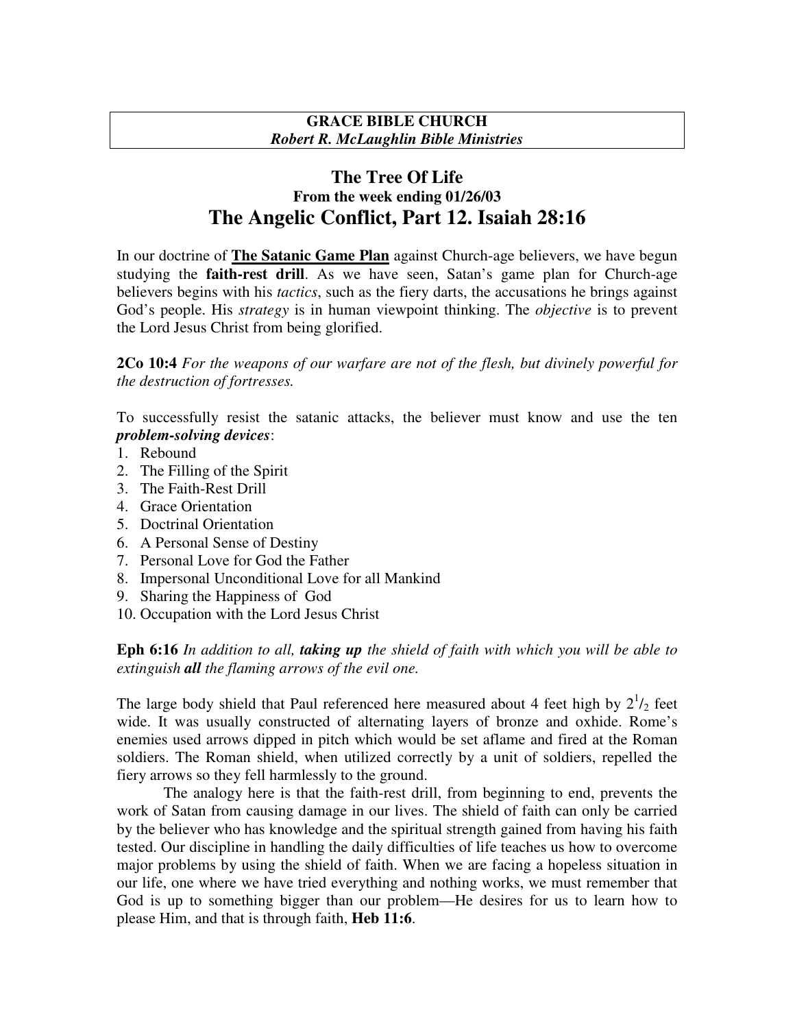**GRACE BIBLE CHURCH**
***Robert R. McLaughlin Bible Ministries***

# The Tree Of Life
### From the week ending 01/26/03
## The Angelic Conflict, Part 12. Isaiah 28:16

In our doctrine of **The Satanic Game Plan** against Church-age believers, we have begun studying the **faith-rest drill**. As we have seen, Satan's game plan for Church-age believers begins with his *tactics*, such as the fiery darts, the accusations he brings against God's people. His *strategy* is in human viewpoint thinking. The *objective* is to prevent the Lord Jesus Christ from being glorified.

**2Co 10:4** *For the weapons of our warfare are not of the flesh, but divinely powerful for the destruction of fortresses.*

To successfully resist the satanic attacks, the believer must know and use the ten ***problem-solving devices***:

1. Rebound
2. The Filling of the Spirit
3. The Faith-Rest Drill
4. Grace Orientation
5. Doctrinal Orientation
6. A Personal Sense of Destiny
7. Personal Love for God the Father
8. Impersonal Unconditional Love for all Mankind
9. Sharing the Happiness of God
10. Occupation with the Lord Jesus Christ

**Eph 6:16** *In addition to all,* ***taking up*** *the shield of faith with which you will be able to extinguish* ***all*** *the flaming arrows of the evil one.*

The large body shield that Paul referenced here measured about 4 feet high by $2^1/_2$ feet wide. It was usually constructed of alternating layers of bronze and oxhide. Rome's enemies used arrows dipped in pitch which would be set aflame and fired at the Roman soldiers. The Roman shield, when utilized correctly by a unit of soldiers, repelled the fiery arrows so they fell harmlessly to the ground.

The analogy here is that the faith-rest drill, from beginning to end, prevents the work of Satan from causing damage in our lives. The shield of faith can only be carried by the believer who has knowledge and the spiritual strength gained from having his faith tested. Our discipline in handling the daily difficulties of life teaches us how to overcome major problems by using the shield of faith. When we are facing a hopeless situation in our life, one where we have tried everything and nothing works, we must remember that God is up to something bigger than our problem—He desires for us to learn how to please Him, and that is through faith, **Heb 11:6**.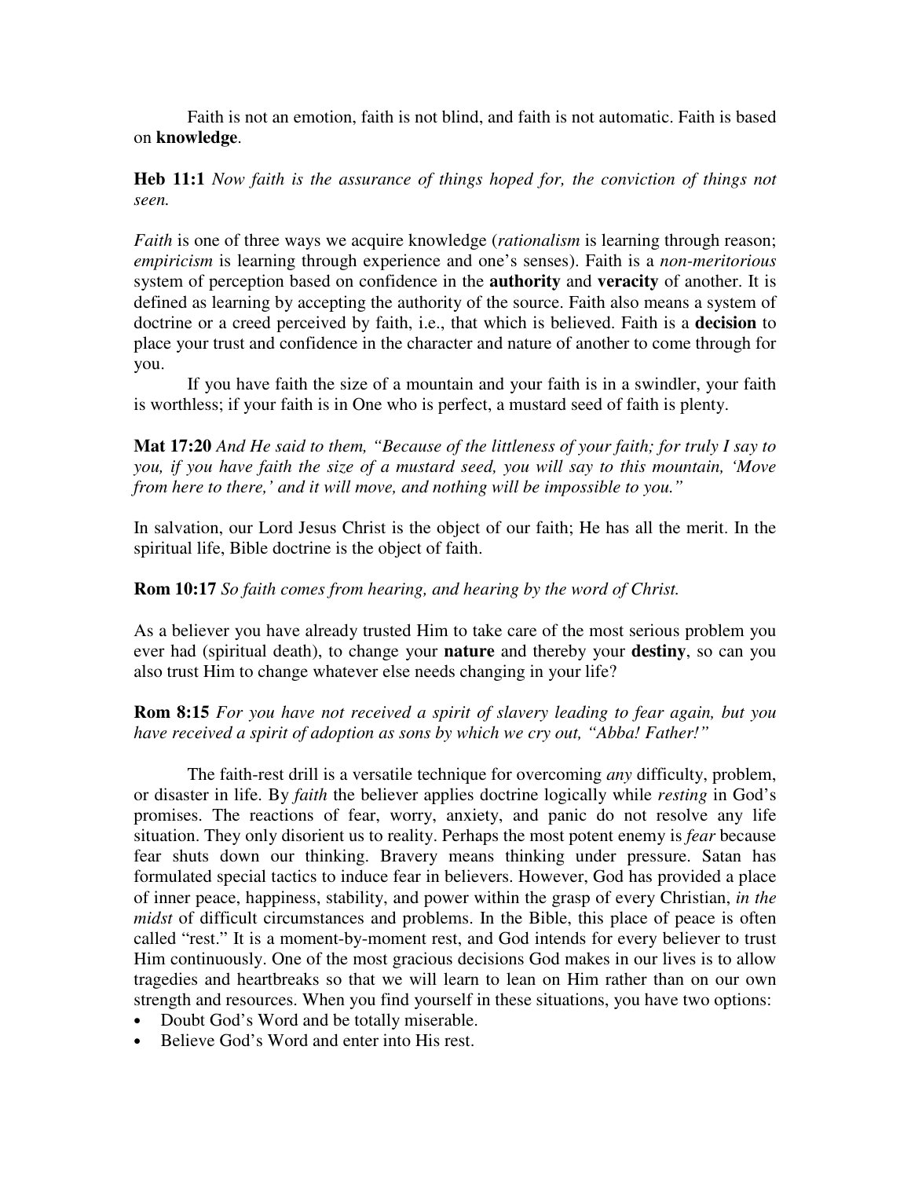Faith is not an emotion, faith is not blind, and faith is not automatic. Faith is based on **knowledge**.

**Heb 11:1** *Now faith is the assurance of things hoped for, the conviction of things not seen.*

*Faith* is one of three ways we acquire knowledge (*rationalism* is learning through reason; *empiricism* is learning through experience and one's senses). Faith is a *non-meritorious* system of perception based on confidence in the **authority** and **veracity** of another. It is defined as learning by accepting the authority of the source. Faith also means a system of doctrine or a creed perceived by faith, i.e., that which is believed. Faith is a **decision** to place your trust and confidence in the character and nature of another to come through for you.

If you have faith the size of a mountain and your faith is in a swindler, your faith is worthless; if your faith is in One who is perfect, a mustard seed of faith is plenty.

**Mat 17:20** *And He said to them, "Because of the littleness of your faith; for truly I say to you, if you have faith the size of a mustard seed, you will say to this mountain, 'Move from here to there,' and it will move, and nothing will be impossible to you."*

In salvation, our Lord Jesus Christ is the object of our faith; He has all the merit. In the spiritual life, Bible doctrine is the object of faith.

**Rom 10:17** *So faith comes from hearing, and hearing by the word of Christ.*

As a believer you have already trusted Him to take care of the most serious problem you ever had (spiritual death), to change your **nature** and thereby your **destiny**, so can you also trust Him to change whatever else needs changing in your life?

**Rom 8:15** *For you have not received a spirit of slavery leading to fear again, but you have received a spirit of adoption as sons by which we cry out, "Abba! Father!"*

The faith-rest drill is a versatile technique for overcoming *any* difficulty, problem, or disaster in life. By *faith* the believer applies doctrine logically while *resting* in God's promises. The reactions of fear, worry, anxiety, and panic do not resolve any life situation. They only disorient us to reality. Perhaps the most potent enemy is *fear* because fear shuts down our thinking. Bravery means thinking under pressure. Satan has formulated special tactics to induce fear in believers. However, God has provided a place of inner peace, happiness, stability, and power within the grasp of every Christian, *in the midst* of difficult circumstances and problems. In the Bible, this place of peace is often called "rest." It is a moment-by-moment rest, and God intends for every believer to trust Him continuously. One of the most gracious decisions God makes in our lives is to allow tragedies and heartbreaks so that we will learn to lean on Him rather than on our own strength and resources. When you find yourself in these situations, you have two options:

- Doubt God's Word and be totally miserable.
- Believe God's Word and enter into His rest.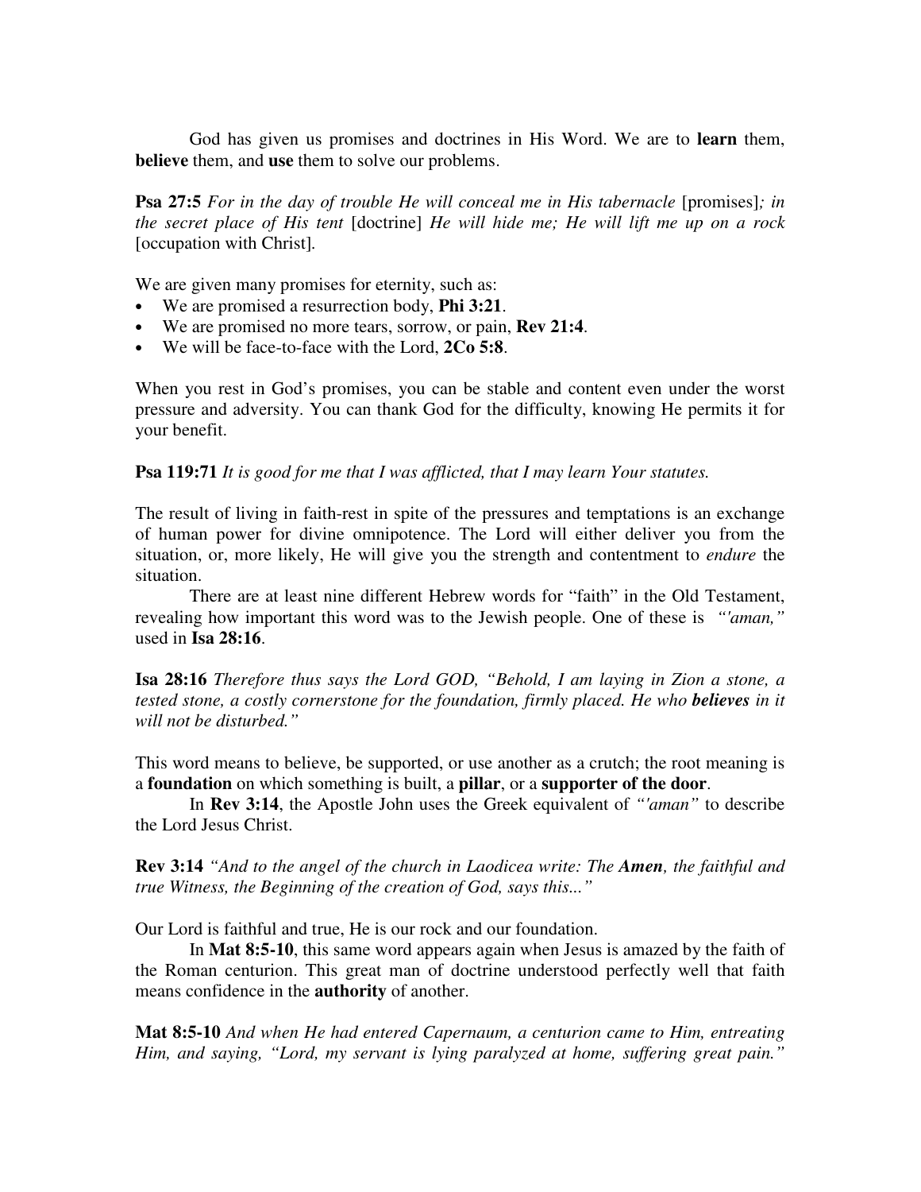God has given us promises and doctrines in His Word. We are to **learn** them, **believe** them, and **use** them to solve our problems.

**Psa 27:5** *For in the day of trouble He will conceal me in His tabernacle* [promises]*; in the secret place of His tent* [doctrine] *He will hide me; He will lift me up on a rock* [occupation with Christ].

We are given many promises for eternity, such as:

- We are promised a resurrection body, **Phi 3:21**.
- We are promised no more tears, sorrow, or pain, **Rev 21:4**.
- We will be face-to-face with the Lord, **2Co 5:8**.

When you rest in God's promises, you can be stable and content even under the worst pressure and adversity. You can thank God for the difficulty, knowing He permits it for your benefit.

**Psa 119:71** *It is good for me that I was afflicted, that I may learn Your statutes.*

The result of living in faith-rest in spite of the pressures and temptations is an exchange of human power for divine omnipotence. The Lord will either deliver you from the situation, or, more likely, He will give you the strength and contentment to *endure* the situation.

There are at least nine different Hebrew words for "faith" in the Old Testament, revealing how important this word was to the Jewish people. One of these is *"'aman,"* used in **Isa 28:16**.

**Isa 28:16** *Therefore thus says the Lord GOD, "Behold, I am laying in Zion a stone, a tested stone, a costly cornerstone for the foundation, firmly placed. He who **believes** in it will not be disturbed."*

This word means to believe, be supported, or use another as a crutch; the root meaning is a **foundation** on which something is built, a **pillar**, or a **supporter of the door**.

In **Rev 3:14**, the Apostle John uses the Greek equivalent of *"'aman"* to describe the Lord Jesus Christ.

**Rev 3:14** *"And to the angel of the church in Laodicea write: The **Amen**, the faithful and true Witness, the Beginning of the creation of God, says this..."*

Our Lord is faithful and true, He is our rock and our foundation.

In **Mat 8:5-10**, this same word appears again when Jesus is amazed by the faith of the Roman centurion. This great man of doctrine understood perfectly well that faith means confidence in the **authority** of another.

**Mat 8:5-10** *And when He had entered Capernaum, a centurion came to Him, entreating Him, and saying, "Lord, my servant is lying paralyzed at home, suffering great pain."*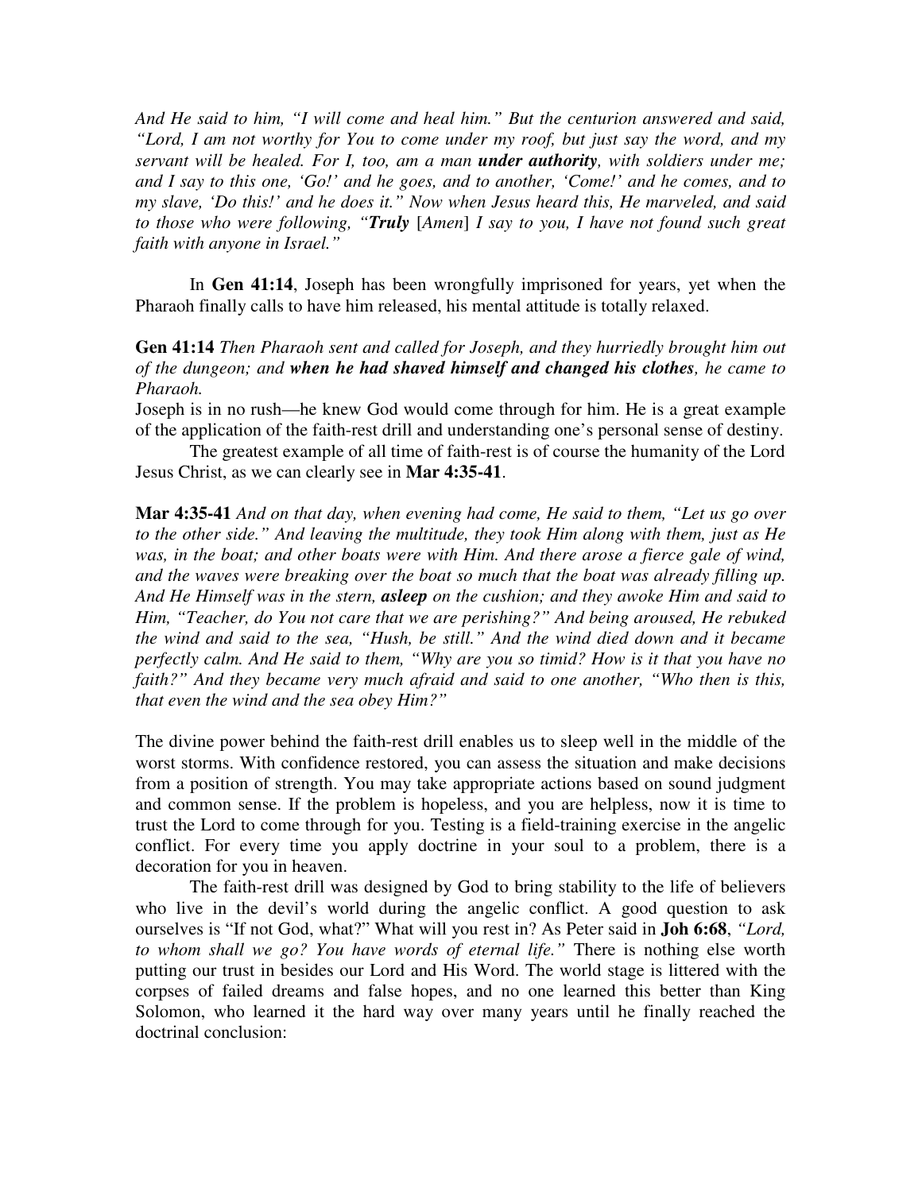*And He said to him, "I will come and heal him." But the centurion answered and said, "Lord, I am not worthy for You to come under my roof, but just say the word, and my servant will be healed. For I, too, am a man **under authority**, with soldiers under me; and I say to this one, 'Go!' and he goes, and to another, 'Come!' and he comes, and to my slave, 'Do this!' and he does it." Now when Jesus heard this, He marveled, and said to those who were following, "**Truly** [Amen] I say to you, I have not found such great faith with anyone in Israel."*

In **Gen 41:14**, Joseph has been wrongfully imprisoned for years, yet when the Pharaoh finally calls to have him released, his mental attitude is totally relaxed.

**Gen 41:14** *Then Pharaoh sent and called for Joseph, and they hurriedly brought him out of the dungeon; and **when he had shaved himself and changed his clothes**, he came to Pharaoh.*
Joseph is in no rush—he knew God would come through for him. He is a great example of the application of the faith-rest drill and understanding one's personal sense of destiny.

The greatest example of all time of faith-rest is of course the humanity of the Lord Jesus Christ, as we can clearly see in **Mar 4:35-41**.

**Mar 4:35-41** *And on that day, when evening had come, He said to them, "Let us go over to the other side." And leaving the multitude, they took Him along with them, just as He was, in the boat; and other boats were with Him. And there arose a fierce gale of wind, and the waves were breaking over the boat so much that the boat was already filling up. And He Himself was in the stern, **asleep** on the cushion; and they awoke Him and said to Him, "Teacher, do You not care that we are perishing?" And being aroused, He rebuked the wind and said to the sea, "Hush, be still." And the wind died down and it became perfectly calm. And He said to them, "Why are you so timid? How is it that you have no faith?" And they became very much afraid and said to one another, "Who then is this, that even the wind and the sea obey Him?"*

The divine power behind the faith-rest drill enables us to sleep well in the middle of the worst storms. With confidence restored, you can assess the situation and make decisions from a position of strength. You may take appropriate actions based on sound judgment and common sense. If the problem is hopeless, and you are helpless, now it is time to trust the Lord to come through for you. Testing is a field-training exercise in the angelic conflict. For every time you apply doctrine in your soul to a problem, there is a decoration for you in heaven.

The faith-rest drill was designed by God to bring stability to the life of believers who live in the devil's world during the angelic conflict. A good question to ask ourselves is "If not God, what?" What will you rest in? As Peter said in **Joh 6:68**, *"Lord, to whom shall we go? You have words of eternal life."* There is nothing else worth putting our trust in besides our Lord and His Word. The world stage is littered with the corpses of failed dreams and false hopes, and no one learned this better than King Solomon, who learned it the hard way over many years until he finally reached the doctrinal conclusion: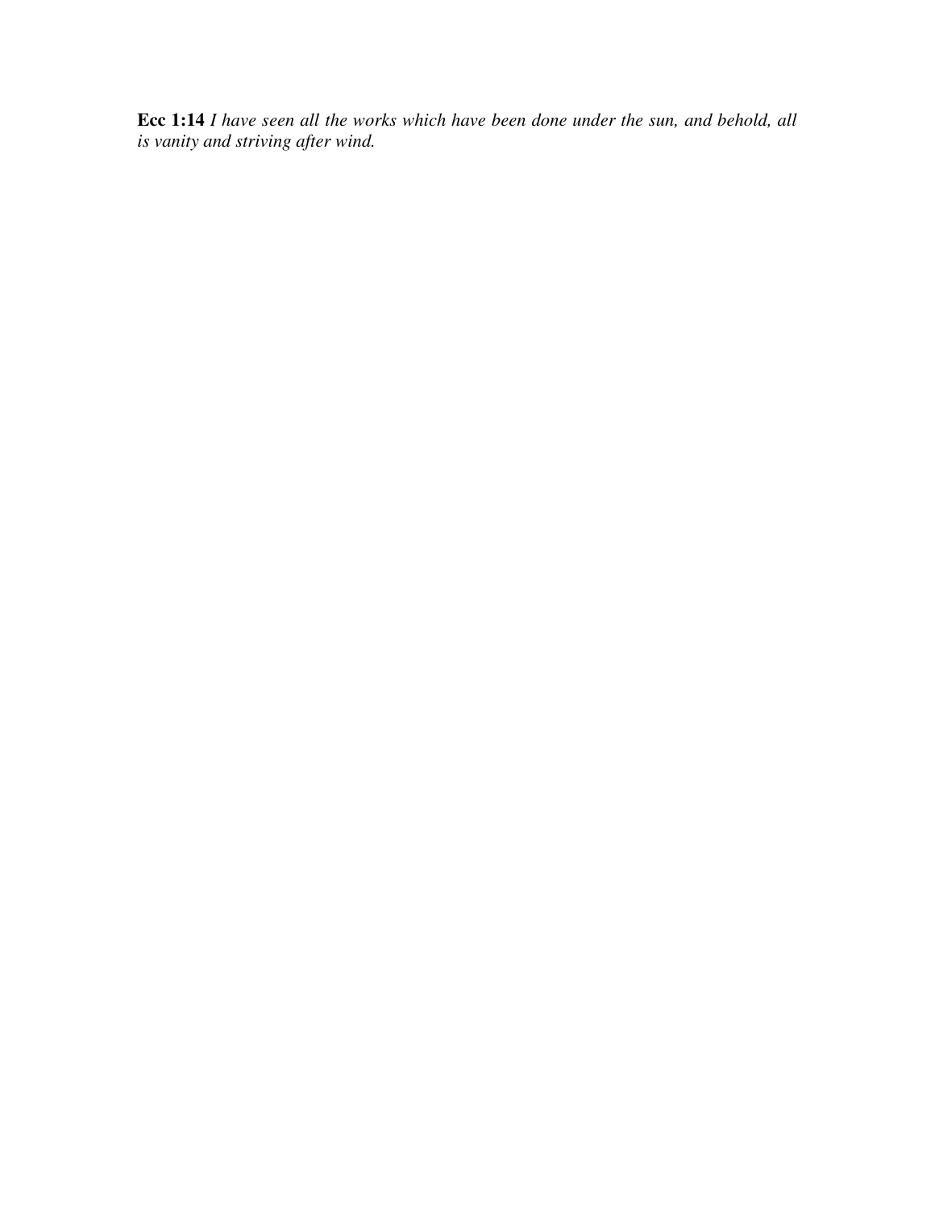**Ecc 1:14** *I have seen all the works which have been done under the sun, and behold, all is vanity and striving after wind.*